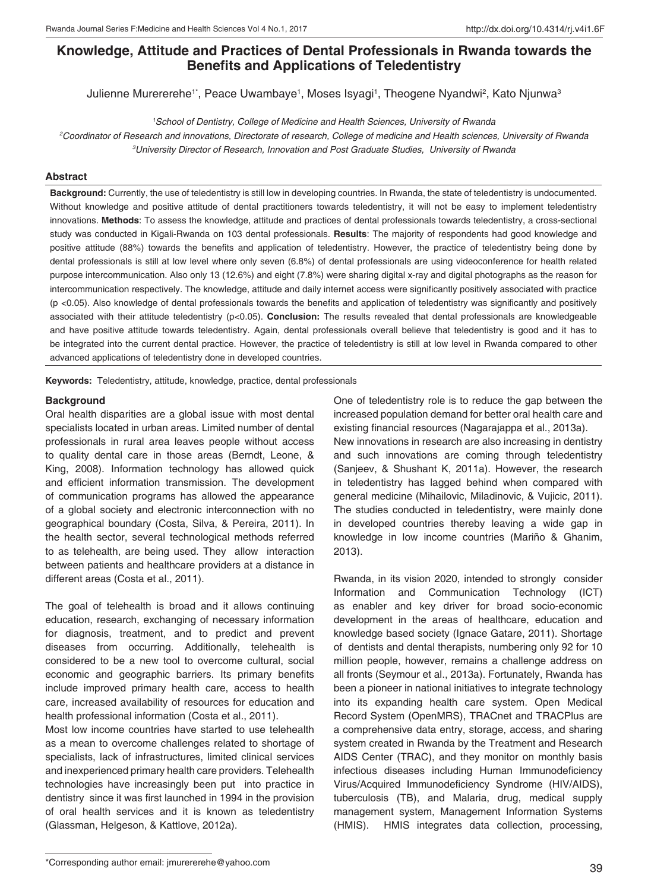# Knowledge, Attitude and Practices of Dental Professionals in Rwanda towards the Benefits and Applications of Teledentistry

Julienne Murererehe[1*], Peace Uwambaye[1], Moses Isyagi[1], Theogene Nyandwi[2], Kato Njunwa[3]

[1]*School of Dentistry, College of Medicine and Health Sciences, University of Rwanda*

[2]*Coordinator of Research and innovations, Directorate of research, College of medicine and Health sciences, University of Rwanda*

[3]*University Director of Research, Innovation and Post Graduate Studies, University of Rwanda*

## Abstract

**Background:** Currently, the use of teledentistry is still low in developing countries. In Rwanda, the state of teledentistry is undocumented. Without knowledge and positive attitude of dental practitioners towards teledentistry, it will not be easy to implement teledentistry innovations. **Methods**: To assess the knowledge, attitude and practices of dental professionals towards teledentistry, a cross-sectional study was conducted in Kigali-Rwanda on 103 dental professionals. **Results**: The majority of respondents had good knowledge and positive attitude (88%) towards the benefits and application of teledentistry. However, the practice of teledentistry being done by dental professionals is still at low level where only seven (6.8%) of dental professionals are using videoconference for health related purpose intercommunication. Also only 13 (12.6%) and eight (7.8%) were sharing digital x-ray and digital photographs as the reason for intercommunication respectively. The knowledge, attitude and daily internet access were significantly positively associated with practice ($p < 0.05$). Also knowledge of dental professionals towards the benefits and application of teledentistry was significantly and positively associated with their attitude teledentistry ($p < 0.05$). **Conclusion:** The results revealed that dental professionals are knowledgeable and have positive attitude towards teledentistry. Again, dental professionals overall believe that teledentistry is good and it has to be integrated into the current dental practice. However, the practice of teledentistry is still at low level in Rwanda compared to other advanced applications of teledentistry done in developed countries.

**Keywords:** Teledentistry, attitude, knowledge, practice, dental professionals

## Background

Oral health disparities are a global issue with most dental specialists located in urban areas. Limited number of dental professionals in rural area leaves people without access to quality dental care in those areas (Berndt, Leone, & King, 2008). Information technology has allowed quick and efficient information transmission. The development of communication programs has allowed the appearance of a global society and electronic interconnection with no geographical boundary (Costa, Silva, & Pereira, 2011). In the health sector, several technological methods referred to as telehealth, are being used. They allow interaction between patients and healthcare providers at a distance in different areas (Costa et al., 2011).

The goal of telehealth is broad and it allows continuing education, research, exchanging of necessary information for diagnosis, treatment, and to predict and prevent diseases from occurring. Additionally, telehealth is considered to be a new tool to overcome cultural, social economic and geographic barriers. Its primary benefits include improved primary health care, access to health care, increased availability of resources for education and health professional information (Costa et al., 2011).

Most low income countries have started to use telehealth as a mean to overcome challenges related to shortage of specialists, lack of infrastructures, limited clinical services and inexperienced primary health care providers. Telehealth technologies have increasingly been put into practice in dentistry since it was first launched in 1994 in the provision of oral health services and it is known as teledentistry (Glassman, Helgeson, & Kattlove, 2012a).

One of teledentistry role is to reduce the gap between the increased population demand for better oral health care and existing financial resources (Nagarajappa et al., 2013a). New innovations in research are also increasing in dentistry and such innovations are coming through teledentistry (Sanjeev, & Shushant K, 2011a). However, the research in teledentistry has lagged behind when compared with general medicine (Mihailovic, Miladinovic, & Vujicic, 2011). The studies conducted in teledentistry, were mainly done in developed countries thereby leaving a wide gap in knowledge in low income countries (Mariño & Ghanim, 2013).

Rwanda, in its vision 2020, intended to strongly consider Information and Communication Technology (ICT) as enabler and key driver for broad socio-economic development in the areas of healthcare, education and knowledge based society (Ignace Gatare, 2011). Shortage of dentists and dental therapists, numbering only 92 for 10 million people, however, remains a challenge address on all fronts (Seymour et al., 2013a). Fortunately, Rwanda has been a pioneer in national initiatives to integrate technology into its expanding health care system. Open Medical Record System (OpenMRS), TRACnet and TRACPlus are a comprehensive data entry, storage, access, and sharing system created in Rwanda by the Treatment and Research AIDS Center (TRAC), and they monitor on monthly basis infectious diseases including Human Immunodeficiency Virus/Acquired Immunodeficiency Syndrome (HIV/AIDS), tuberculosis (TB), and Malaria, drug, medical supply management system, Management Information Systems (HMIS). HMIS integrates data collection, processing,

---

*Corresponding author email: jmurererehe@yahoo.com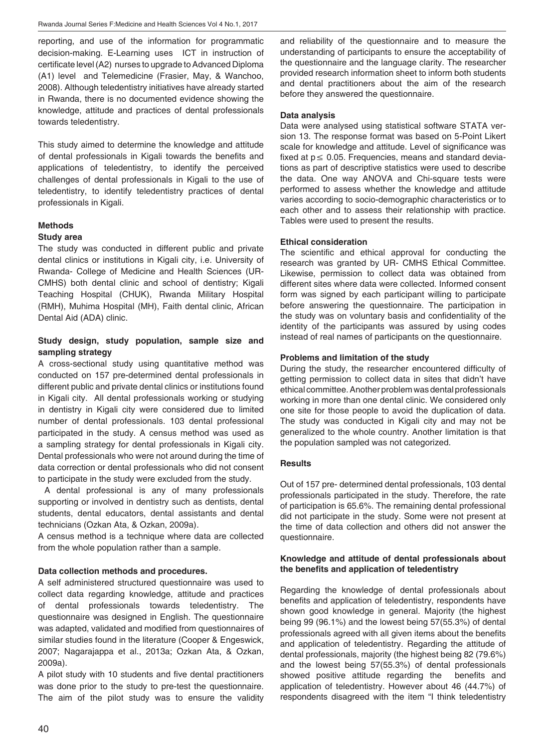reporting, and use of the information for programmatic decision-making. E-Learning uses ICT in instruction of certificate level (A2) nurses to upgrade to Advanced Diploma (A1) level and Telemedicine (Frasier, May, & Wanchoo, 2008). Although teledentistry initiatives have already started in Rwanda, there is no documented evidence showing the knowledge, attitude and practices of dental professionals towards teledentistry.

This study aimed to determine the knowledge and attitude of dental professionals in Kigali towards the benefits and applications of teledentistry, to identify the perceived challenges of dental professionals in Kigali to the use of teledentistry, to identify teledentistry practices of dental professionals in Kigali.

## Methods

### Study area

The study was conducted in different public and private dental clinics or institutions in Kigali city, i.e. University of Rwanda- College of Medicine and Health Sciences (UR-CMHS) both dental clinic and school of dentistry; Kigali Teaching Hospital (CHUK), Rwanda Military Hospital (RMH), Muhima Hospital (MH), Faith dental clinic, African Dental Aid (ADA) clinic.

### Study design, study population, sample size and sampling strategy

A cross-sectional study using quantitative method was conducted on 157 pre-determined dental professionals in different public and private dental clinics or institutions found in Kigali city. All dental professionals working or studying in dentistry in Kigali city were considered due to limited number of dental professionals. 103 dental professional participated in the study. A census method was used as a sampling strategy for dental professionals in Kigali city. Dental professionals who were not around during the time of data correction or dental professionals who did not consent to participate in the study were excluded from the study.

A dental professional is any of many professionals supporting or involved in dentistry such as dentists, dental students, dental educators, dental assistants and dental technicians (Ozkan Ata, & Ozkan, 2009a).

A census method is a technique where data are collected from the whole population rather than a sample.

### Data collection methods and procedures.

A self administered structured questionnaire was used to collect data regarding knowledge, attitude and practices of dental professionals towards teledentistry. The questionnaire was designed in English. The questionnaire was adapted, validated and modified from questionnaires of similar studies found in the literature (Cooper & Engeswick, 2007; Nagarajappa et al., 2013a; Ozkan Ata, & Ozkan, 2009a).

A pilot study with 10 students and five dental practitioners was done prior to the study to pre-test the questionnaire. The aim of the pilot study was to ensure the validity and reliability of the questionnaire and to measure the understanding of participants to ensure the acceptability of the questionnaire and the language clarity. The researcher provided research information sheet to inform both students and dental practitioners about the aim of the research before they answered the questionnaire.

### Data analysis

Data were analysed using statistical software STATA version 13. The response format was based on 5-Point Likert scale for knowledge and attitude. Level of significance was fixed at $p \leq 0.05$. Frequencies, means and standard deviations as part of descriptive statistics were used to describe the data. One way ANOVA and Chi-square tests were performed to assess whether the knowledge and attitude varies according to socio-demographic characteristics or to each other and to assess their relationship with practice. Tables were used to present the results.

### Ethical consideration

The scientific and ethical approval for conducting the research was granted by UR- CMHS Ethical Committee. Likewise, permission to collect data was obtained from different sites where data were collected. Informed consent form was signed by each participant willing to participate before answering the questionnaire. The participation in the study was on voluntary basis and confidentiality of the identity of the participants was assured by using codes instead of real names of participants on the questionnaire.

### Problems and limitation of the study

During the study, the researcher encountered difficulty of getting permission to collect data in sites that didn't have ethical committee. Another problem was dental professionals working in more than one dental clinic. We considered only one site for those people to avoid the duplication of data. The study was conducted in Kigali city and may not be generalized to the whole country. Another limitation is that the population sampled was not categorized.

## Results

Out of 157 pre- determined dental professionals, 103 dental professionals participated in the study. Therefore, the rate of participation is 65.6%. The remaining dental professional did not participate in the study. Some were not present at the time of data collection and others did not answer the questionnaire.

### Knowledge and attitude of dental professionals about the benefits and application of teledentistry

Regarding the knowledge of dental professionals about benefits and application of teledentistry, respondents have shown good knowledge in general. Majority (the highest being 99 (96.1%) and the lowest being 57(55.3%) of dental professionals agreed with all given items about the benefits and application of teledentistry. Regarding the attitude of dental professionals, majority (the highest being 82 (79.6%) and the lowest being 57(55.3%) of dental professionals showed positive attitude regarding the benefits and application of teledentistry. However about 46 (44.7%) of respondents disagreed with the item "I think teledentistry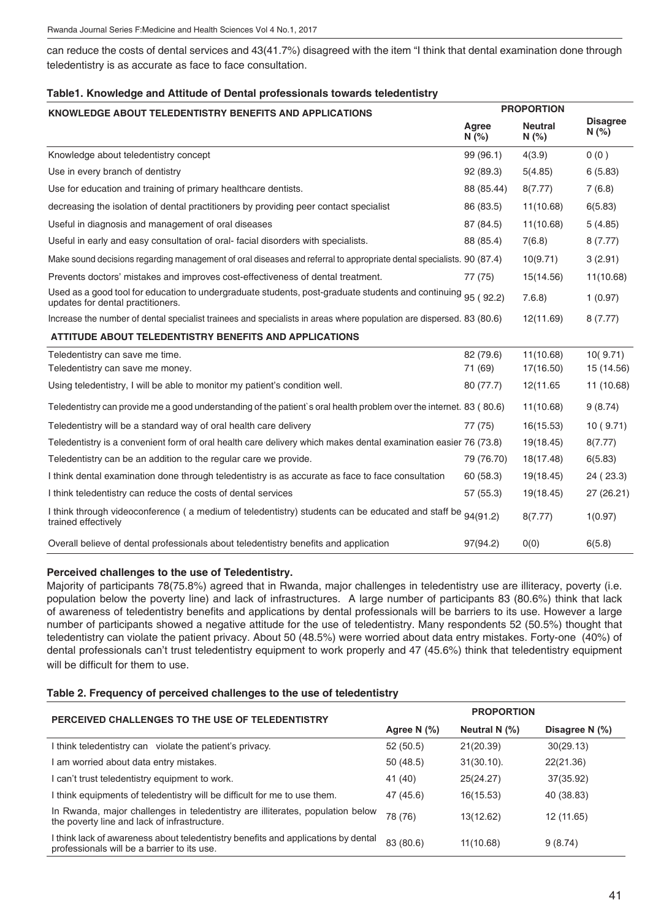can reduce the costs of dental services and 43(41.7%) disagreed with the item "I think that dental examination done through teledentistry is as accurate as face to face consultation.

**Table1. Knowledge and Attitude of Dental professionals towards teledentistry**

| KNOWLEDGE ABOUT TELEDENTISTRY BENEFITS AND APPLICATIONS | PROPORTION | | |
|---|---|---|---|
| | Agree N (%) | Neutral N (%) | Disagree N (%) |
| Knowledge about teledentistry concept | 99 (96.1) | 4(3.9) | 0 (0 ) |
| Use in every branch of dentistry | 92 (89.3) | 5(4.85) | 6 (5.83) |
| Use for education and training of primary healthcare dentists. | 88 (85.44) | 8(7.77) | 7 (6.8) |
| decreasing the isolation of dental practitioners by providing peer contact specialist | 86 (83.5) | 11(10.68) | 6(5.83) |
| Useful in diagnosis and management of oral diseases | 87 (84.5) | 11(10.68) | 5 (4.85) |
| Useful in early and easy consultation of oral- facial disorders with specialists. | 88 (85.4) | 7(6.8) | 8 (7.77) |
| Make sound decisions regarding management of oral diseases and referral to appropriate dental specialists. | 90 (87.4) | 10(9.71) | 3 (2.91) |
| Prevents doctors' mistakes and improves cost-effectiveness of dental treatment. | 77 (75) | 15(14.56) | 11(10.68) |
| Used as a good tool for education to undergraduate students, post-graduate students and continuing updates for dental practitioners. | 95 ( 92.2) | 7.6.8) | 1 (0.97) |
| Increase the number of dental specialist trainees and specialists in areas where population are dispersed. | 83 (80.6) | 12(11.69) | 8 (7.77) |
| **ATTITUDE ABOUT TELEDENTISTRY BENEFITS AND APPLICATIONS** | | | |
| Teledentistry can save me time. | 82 (79.6) | 11(10.68) | 10( 9.71) |
| Teledentistry can save me money. | 71 (69) | 17(16.50) | 15 (14.56) |
| Using teledentistry, I will be able to monitor my patient's condition well. | 80 (77.7) | 12(11.65 | 11 (10.68) |
| Teledentistry can provide me a good understanding of the patient`s oral health problem over the internet. | 83 ( 80.6) | 11(10.68) | 9 (8.74) |
| Teledentistry will be a standard way of oral health care delivery | 77 (75) | 16(15.53) | 10 ( 9.71) |
| Teledentistry is a convenient form of oral health care delivery which makes dental examination easier | 76 (73.8) | 19(18.45) | 8(7.77) |
| Teledentistry can be an addition to the regular care we provide. | 79 (76.70) | 18(17.48) | 6(5.83) |
| I think dental examination done through teledentistry is as accurate as face to face consultation | 60 (58.3) | 19(18.45) | 24 ( 23.3) |
| I think teledentistry can reduce the costs of dental services | 57 (55.3) | 19(18.45) | 27 (26.21) |
| I think through videoconference ( a medium of teledentistry) students can be educated and staff be trained effectively | 94(91.2) | 8(7.77) | 1(0.97) |
| Overall believe of dental professionals about teledentistry benefits and application | 97(94.2) | 0(0) | 6(5.8) |

**Perceived challenges to the use of Teledentistry.**

Majority of participants 78(75.8%) agreed that in Rwanda, major challenges in teledentistry use are illiteracy, poverty (i.e. population below the poverty line) and lack of infrastructures. A large number of participants 83 (80.6%) think that lack of awareness of teledentistry benefits and applications by dental professionals will be barriers to its use. However a large number of participants showed a negative attitude for the use of teledentistry. Many respondents 52 (50.5%) thought that teledentistry can violate the patient privacy. About 50 (48.5%) were worried about data entry mistakes. Forty-one (40%) of dental professionals can't trust teledentistry equipment to work properly and 47 (45.6%) think that teledentistry equipment will be difficult for them to use.

**Table 2. Frequency of perceived challenges to the use of teledentistry**

| PERCEIVED CHALLENGES TO THE USE OF TELEDENTISTRY | PROPORTION | | |
|---|---|---|---|
| | Agree N (%) | Neutral N (%) | Disagree N (%) |
| I think teledentistry can violate the patient's privacy. | 52 (50.5) | 21(20.39) | 30(29.13) |
| I am worried about data entry mistakes. | 50 (48.5) | 31(30.10). | 22(21.36) |
| I can't trust teledentistry equipment to work. | 41 (40) | 25(24.27) | 37(35.92) |
| I think equipments of teledentistry will be difficult for me to use them. | 47 (45.6) | 16(15.53) | 40 (38.83) |
| In Rwanda, major challenges in teledentistry are illiterates, population below the poverty line and lack of infrastructure. | 78 (76) | 13(12.62) | 12 (11.65) |
| I think lack of awareness about teledentistry benefits and applications by dental professionals will be a barrier to its use. | 83 (80.6) | 11(10.68) | 9 (8.74) |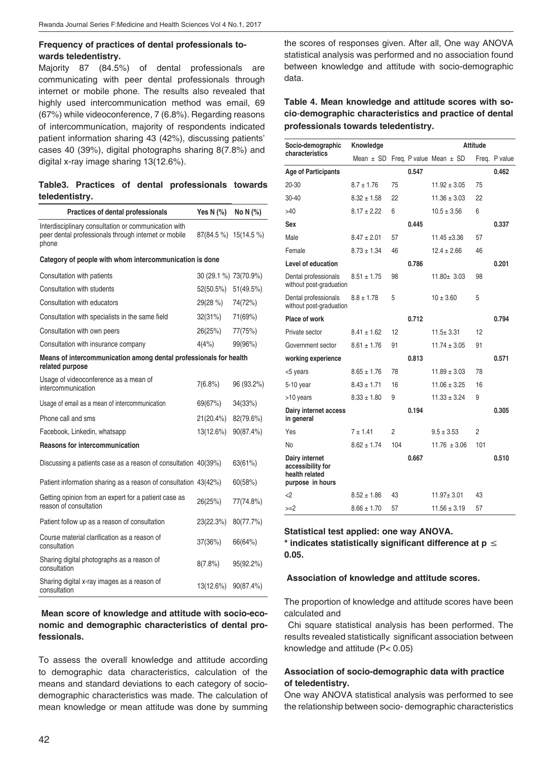**Frequency of practices of dental professionals towards teledentistry.**

Majority 87 (84.5%) of dental professionals are communicating with peer dental professionals through internet or mobile phone. The results also revealed that highly used intercommunication method was email, 69 (67%) while videoconference, 7 (6.8%). Regarding reasons of intercommunication, majority of respondents indicated patient information sharing 43 (42%), discussing patients' cases 40 (39%), digital photographs sharing 8(7.8%) and digital x-ray image sharing 13(12.6%).

**Table3. Practices of dental professionals towards teledentistry.**

| Practices of dental professionals | Yes N (%) | No N (%) |
|---|---|---|
| Interdisciplinary consultation or communication with peer dental professionals through internet or mobile phone | 87(84.5 %) | 15(14.5 %) |
| **Category of people with whom intercommunication is done** | | |
| Consultation with patients | 30 (29.1 %) | 73(70.9%) |
| Consultation with students | 52(50.5%) | 51(49.5%) |
| Consultation with educators | 29(28 %) | 74(72%) |
| Consultation with specialists in the same field | 32(31%) | 71(69%) |
| Consultation with own peers | 26(25%) | 77(75%) |
| Consultation with insurance company | 4(4%) | 99(96%) |
| **Means of intercommunication among dental professionals for health related purpose** | | |
| Usage of videoconference as a mean of intercommunication | 7(6.8%) | 96 (93.2%) |
| Usage of email as a mean of intercommunication | 69(67%) | 34(33%) |
| Phone call and sms | 21(20.4%) | 82(79.6%) |
| Facebook, Linkedin, whatsapp | 13(12.6%) | 90(87.4%) |
| **Reasons for intercommunication** | | |
| Discussing a patients case as a reason of consultation | 40(39%) | 63(61%) |
| Patient information sharing as a reason of consultation | 43(42%) | 60(58%) |
| Getting opinion from an expert for a patient case as reason of consultation | 26(25%) | 77(74.8%) |
| Patient follow up as a reason of consultation | 23(22.3%) | 80(77.7%) |
| Course material clarification as a reason of consultation | 37(36%) | 66(64%) |
| Sharing digital photographs as a reason of consultation | 8(7.8%) | 95(92.2%) |
| Sharing digital x-ray images as a reason of consultation | 13(12.6%) | 90(87.4%) |

**Mean score of knowledge and attitude with socio-economic and demographic characteristics of dental professionals.**

To assess the overall knowledge and attitude according to demographic data characteristics, calculation of the means and standard deviations to each category of socio-demographic characteristics was made. The calculation of mean knowledge or mean attitude was done by summing the scores of responses given. After all, One way ANOVA statistical analysis was performed and no association found between knowledge and attitude with socio-demographic data.

**Table 4. Mean knowledge and attitude scores with socio-demographic characteristics and practice of dental professionals towards teledentistry.**

| Socio-demographic characteristics | Knowledge | | | Attitude | | |
|---|---|---|---|---|---|---|
| | Mean ± SD | Freq. | P value | Mean ± SD | Freq. | P value |
| **Age of Participants** | | | **0.547** | | | **0.462** |
| 20-30 | 8.7 ± 1.76 | 75 | | 11.92 ± 3.05 | 75 | |
| 30-40 | 8.32 ± 1.58 | 22 | | 11.36 ± 3.03 | 22 | |
| >40 | 8.17 ± 2.22 | 6 | | 10.5 ± 3.56 | 6 | |
| **Sex** | | | **0.445** | | | **0.337** |
| Male | 8.47 ± 2.01 | 57 | | 11.45 ±3.36 | 57 | |
| Female | 8.73 ± 1.34 | 46 | | 12.4 ± 2.66 | 46 | |
| **Level of education** | | | **0.786** | | | **0.201** |
| Dental professionals without post-graduation | 8.51 ± 1.75 | 98 | | 11.80± 3.03 | 98 | |
| Dental professionals without post-graduation | 8.8 ± 1.78 | 5 | | 10 ± 3.60 | 5 | |
| **Place of work** | | | **0.712** | | | **0.794** |
| Private sector | 8.41 ± 1.62 | 12 | | 11.5± 3.31 | 12 | |
| Government sector | 8.61 ± 1.76 | 91 | | 11.74 ± 3.05 | 91 | |
| **working experience** | | | **0.813** | | | **0.571** |
| <5 years | 8.65 ± 1.76 | 78 | | 11.89 ± 3.03 | 78 | |
| 5-10 year | 8.43 ± 1.71 | 16 | | 11.06 ± 3.25 | 16 | |
| >10 years | 8.33 ± 1.80 | 9 | | 11.33 ± 3.24 | 9 | |
| **Dairy internet access in general** | | | **0.194** | | | **0.305** |
| Yes | 7 ± 1.41 | 2 | | 9.5 ± 3.53 | 2 | |
| No | 8.62 ± 1.74 | 104 | | 11.76 ± 3.06 | 101 | |
| **Dairy internet accessibility for health related purpose in hours** | | | **0.667** | | | **0.510** |
| <2 | 8.52 ± 1.86 | 43 | | 11.97± 3.01 | 43 | |
| >=2 | 8.66 ± 1.70 | 57 | | 11.56 ± 3.19 | 57 | |

**Statistical test applied: one way ANOVA.**
**\* indicates statistically significant difference at $p \leq 0.05$.**

**Association of knowledge and attitude scores.**

The proportion of knowledge and attitude scores have been calculated and

Chi square statistical analysis has been performed. The results revealed statistically significant association between knowledge and attitude ($P < 0.05$)

**Association of socio-demographic data with practice of teledentistry.**

One way ANOVA statistical analysis was performed to see the relationship between socio- demographic characteristics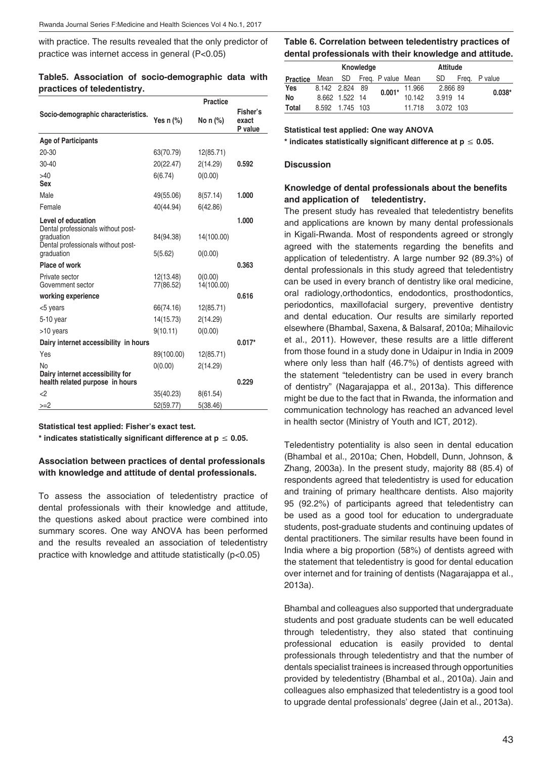with practice. The results revealed that the only predictor of practice was internet access in general (P<0.05)

**Table5. Association of socio-demographic data with practices of teledentistry.**

| Socio-demographic characteristics. | Practice | | |
|---|---|---|---|
| | Yes n (%) | No n (%) | Fisher's exact P value |
| **Age of Participants** | | | |
| 20-30 | 63(70.79) | 12(85.71) | |
| 30-40 | 20(22.47) | 2(14.29) | **0.592** |
| >40 | 6(6.74) | 0(0.00) | |
| **Sex** | | | |
| Male | 49(55.06) | 8(57.14) | **1.000** |
| Female | 40(44.94) | 6(42.86) | |
| **Level of education** | | | **1.000** |
| Dental professionals without post-graduation | 84(94.38) | 14(100.00) | |
| Dental professionals without post-graduation | 5(5.62) | 0(0.00) | |
| **Place of work** | | | **0.363** |
| Private sector | 12(13.48) | 0(0.00) | |
| Government sector | 77(86.52) | 14(100.00) | |
| **working experience** | | | **0.616** |
| <5 years | 66(74.16) | 12(85.71) | |
| 5-10 year | 14(15.73) | 2(14.29) | |
| >10 years | 9(10.11) | 0(0.00) | |
| **Dairy internet accessibility in hours** | | | **0.017*** |
| Yes | 89(100.00) | 12(85.71) | |
| No | 0(0.00) | 2(14.29) | |
| **Dairy internet accessibility for health related purpose in hours** | | | **0.229** |
| <2 | 35(40.23) | 8(61.54) | |
| >=2 | 52(59.77) | 5(38.46) | |

**Statistical test applied: Fisher's exact test.**

**\* indicates statistically significant difference at $p \leq 0.05$.**

### Association between practices of dental professionals with knowledge and attitude of dental professionals.

To assess the association of teledentistry practice of dental professionals with their knowledge and attitude, the questions asked about practice were combined into summary scores. One way ANOVA has been performed and the results revealed an association of teledentistry practice with knowledge and attitude statistically (p<0.05)

**Table 6. Correlation between teledentistry practices of dental professionals with their knowledge and attitude.**

| | Knowledge | | | | Attitude | | | |
|---|---|---|---|---|---|---|---|---|
| **Practice** | Mean | SD | Freq. | P value | Mean | SD | Freq. | P value |
| **Yes** | 8.142 | 2.824 | 89 | **0.001*** | 11.966 | 2.866 | 89 | **0.038*** |
| **No** | 8.662 | 1.522 | 14 | | 10.142 | 3.919 | 14 | |
| **Total** | 8.592 | 1.745 | 103 | | 11.718 | 3.072 | 103 | |

**Statistical test applied: One way ANOVA**

**\* indicates statistically significant difference at $p \leq 0.05$.**

## Discussion

### Knowledge of dental professionals about the benefits and application of teledentistry.

The present study has revealed that teledentistry benefits and applications are known by many dental professionals in Kigali-Rwanda. Most of respondents agreed or strongly agreed with the statements regarding the benefits and application of teledentistry. A large number 92 (89.3%) of dental professionals in this study agreed that teledentistry can be used in every branch of dentistry like oral medicine, oral radiology,orthodontics, endodontics, prosthodontics, periodontics, maxillofacial surgery, preventive dentistry and dental education. Our results are similarly reported elsewhere (Bhambal, Saxena, & Balsaraf, 2010a; Mihailovic et al., 2011). However, these results are a little different from those found in a study done in Udaipur in India in 2009 where only less than half (46.7%) of dentists agreed with the statement "teledentistry can be used in every branch of dentistry" (Nagarajappa et al., 2013a). This difference might be due to the fact that in Rwanda, the information and communication technology has reached an advanced level in health sector (Ministry of Youth and ICT, 2012).

Teledentistry potentiality is also seen in dental education (Bhambal et al., 2010a; Chen, Hobdell, Dunn, Johnson, & Zhang, 2003a). In the present study, majority 88 (85.4) of respondents agreed that teledentistry is used for education and training of primary healthcare dentists. Also majority 95 (92.2%) of participants agreed that teledentistry can be used as a good tool for education to undergraduate students, post-graduate students and continuing updates of dental practitioners. The similar results have been found in India where a big proportion (58%) of dentists agreed with the statement that teledentistry is good for dental education over internet and for training of dentists (Nagarajappa et al., 2013a).

Bhambal and colleagues also supported that undergraduate students and post graduate students can be well educated through teledentistry, they also stated that continuing professional education is easily provided to dental professionals through teledentistry and that the number of dentals specialist trainees is increased through opportunities provided by teledentistry (Bhambal et al., 2010a). Jain and colleagues also emphasized that teledentistry is a good tool to upgrade dental professionals' degree (Jain et al., 2013a).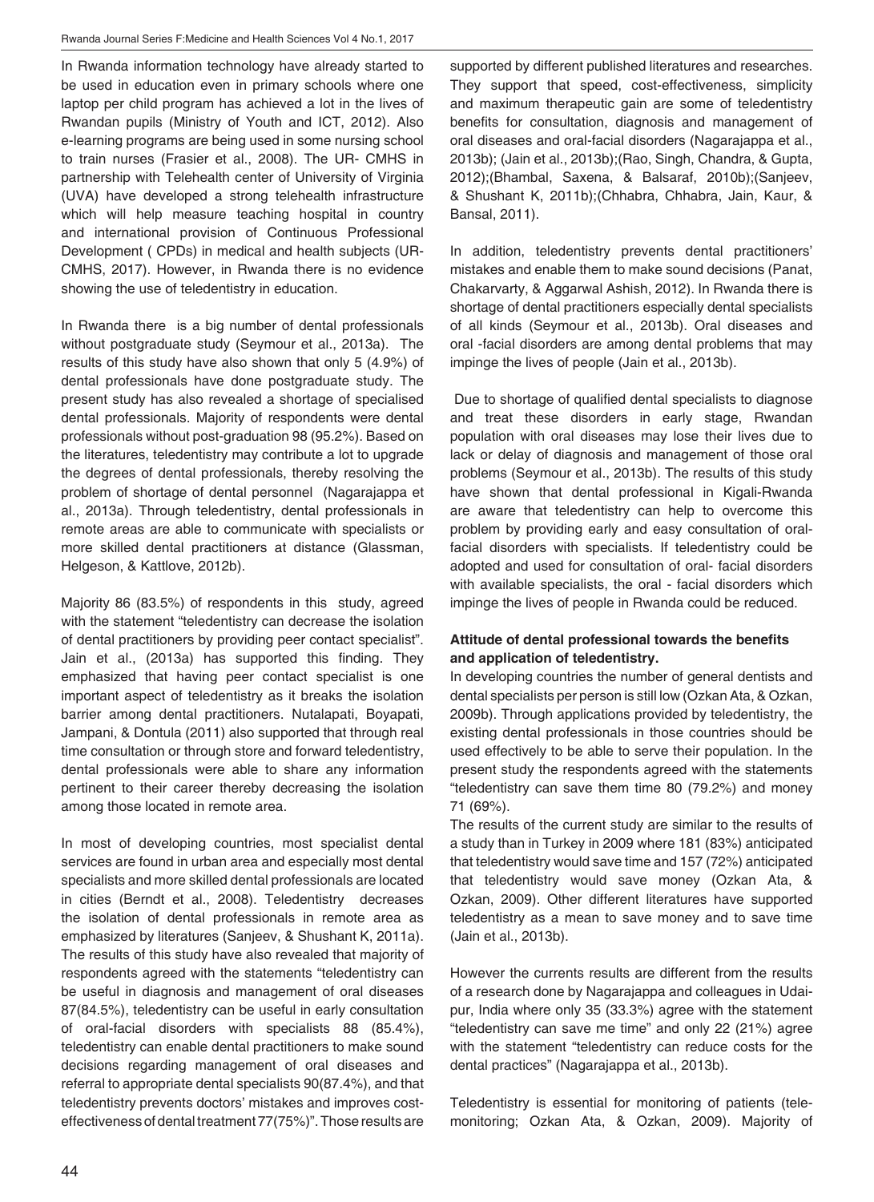In Rwanda information technology have already started to be used in education even in primary schools where one laptop per child program has achieved a lot in the lives of Rwandan pupils (Ministry of Youth and ICT, 2012). Also e-learning programs are being used in some nursing school to train nurses (Frasier et al., 2008). The UR- CMHS in partnership with Telehealth center of University of Virginia (UVA) have developed a strong telehealth infrastructure which will help measure teaching hospital in country and international provision of Continuous Professional Development ( CPDs) in medical and health subjects (UR-CMHS, 2017). However, in Rwanda there is no evidence showing the use of teledentistry in education.

In Rwanda there is a big number of dental professionals without postgraduate study (Seymour et al., 2013a). The results of this study have also shown that only 5 (4.9%) of dental professionals have done postgraduate study. The present study has also revealed a shortage of specialised dental professionals. Majority of respondents were dental professionals without post-graduation 98 (95.2%). Based on the literatures, teledentistry may contribute a lot to upgrade the degrees of dental professionals, thereby resolving the problem of shortage of dental personnel (Nagarajappa et al., 2013a). Through teledentistry, dental professionals in remote areas are able to communicate with specialists or more skilled dental practitioners at distance (Glassman, Helgeson, & Kattlove, 2012b).

Majority 86 (83.5%) of respondents in this study, agreed with the statement "teledentistry can decrease the isolation of dental practitioners by providing peer contact specialist". Jain et al., (2013a) has supported this finding. They emphasized that having peer contact specialist is one important aspect of teledentistry as it breaks the isolation barrier among dental practitioners. Nutalapati, Boyapati, Jampani, & Dontula (2011) also supported that through real time consultation or through store and forward teledentistry, dental professionals were able to share any information pertinent to their career thereby decreasing the isolation among those located in remote area.

In most of developing countries, most specialist dental services are found in urban area and especially most dental specialists and more skilled dental professionals are located in cities (Berndt et al., 2008). Teledentistry decreases the isolation of dental professionals in remote area as emphasized by literatures (Sanjeev, & Shushant K, 2011a). The results of this study have also revealed that majority of respondents agreed with the statements "teledentistry can be useful in diagnosis and management of oral diseases 87(84.5%), teledentistry can be useful in early consultation of oral-facial disorders with specialists 88 (85.4%), teledentistry can enable dental practitioners to make sound decisions regarding management of oral diseases and referral to appropriate dental specialists 90(87.4%), and that teledentistry prevents doctors' mistakes and improves cost-effectiveness of dental treatment 77(75%)". Those results are supported by different published literatures and researches. They support that speed, cost-effectiveness, simplicity and maximum therapeutic gain are some of teledentistry benefits for consultation, diagnosis and management of oral diseases and oral-facial disorders (Nagarajappa et al., 2013b); (Jain et al., 2013b);(Rao, Singh, Chandra, & Gupta, 2012);(Bhambal, Saxena, & Balsaraf, 2010b);(Sanjeev, & Shushant K, 2011b);(Chhabra, Chhabra, Jain, Kaur, & Bansal, 2011).

In addition, teledentistry prevents dental practitioners' mistakes and enable them to make sound decisions (Panat, Chakarvarty, & Aggarwal Ashish, 2012). In Rwanda there is shortage of dental practitioners especially dental specialists of all kinds (Seymour et al., 2013b). Oral diseases and oral -facial disorders are among dental problems that may impinge the lives of people (Jain et al., 2013b).

Due to shortage of qualified dental specialists to diagnose and treat these disorders in early stage, Rwandan population with oral diseases may lose their lives due to lack or delay of diagnosis and management of those oral problems (Seymour et al., 2013b). The results of this study have shown that dental professional in Kigali-Rwanda are aware that teledentistry can help to overcome this problem by providing early and easy consultation of oral-facial disorders with specialists. If teledentistry could be adopted and used for consultation of oral- facial disorders with available specialists, the oral - facial disorders which impinge the lives of people in Rwanda could be reduced.

**Attitude of dental professional towards the benefits and application of teledentistry.**

In developing countries the number of general dentists and dental specialists per person is still low (Ozkan Ata, & Ozkan, 2009b). Through applications provided by teledentistry, the existing dental professionals in those countries should be used effectively to be able to serve their population. In the present study the respondents agreed with the statements "teledentistry can save them time 80 (79.2%) and money 71 (69%).

The results of the current study are similar to the results of a study than in Turkey in 2009 where 181 (83%) anticipated that teledentistry would save time and 157 (72%) anticipated that teledentistry would save money (Ozkan Ata, & Ozkan, 2009). Other different literatures have supported teledentistry as a mean to save money and to save time (Jain et al., 2013b).

However the currents results are different from the results of a research done by Nagarajappa and colleagues in Udaipur, India where only 35 (33.3%) agree with the statement "teledentistry can save me time" and only 22 (21%) agree with the statement "teledentistry can reduce costs for the dental practices" (Nagarajappa et al., 2013b).

Teledentistry is essential for monitoring of patients (telemonitoring; Ozkan Ata, & Ozkan, 2009). Majority of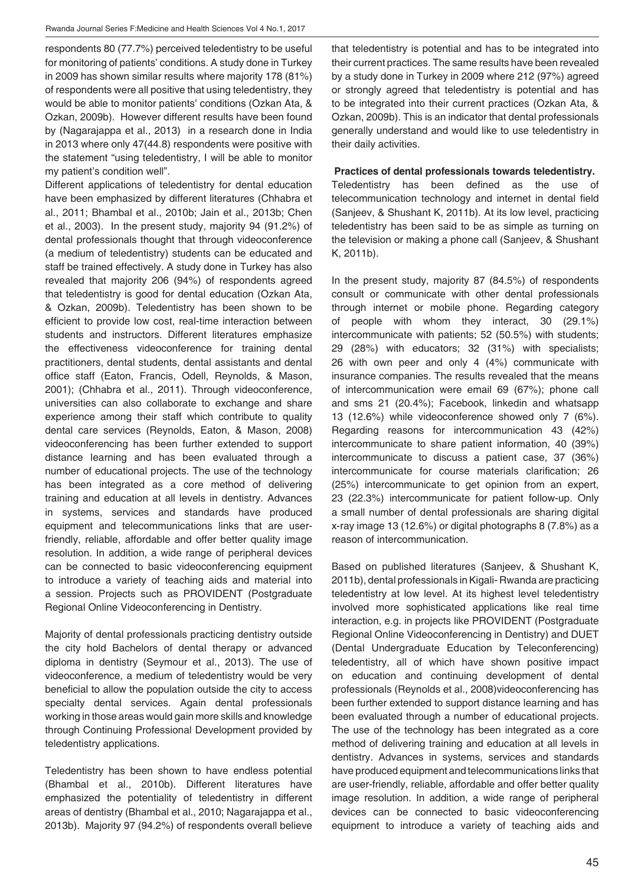respondents 80 (77.7%) perceived teledentistry to be useful for monitoring of patients' conditions. A study done in Turkey in 2009 has shown similar results where majority 178 (81%) of respondents were all positive that using teledentistry, they would be able to monitor patients' conditions (Ozkan Ata, & Ozkan, 2009b). However different results have been found by (Nagarajappa et al., 2013) in a research done in India in 2013 where only 47(44.8) respondents were positive with the statement "using teledentistry, I will be able to monitor my patient's condition well".

Different applications of teledentistry for dental education have been emphasized by different literatures (Chhabra et al., 2011; Bhambal et al., 2010b; Jain et al., 2013b; Chen et al., 2003). In the present study, majority 94 (91.2%) of dental professionals thought that through videoconference (a medium of teledentistry) students can be educated and staff be trained effectively. A study done in Turkey has also revealed that majority 206 (94%) of respondents agreed that teledentistry is good for dental education (Ozkan Ata, & Ozkan, 2009b). Teledentistry has been shown to be efficient to provide low cost, real-time interaction between students and instructors. Different literatures emphasize the effectiveness videoconference for training dental practitioners, dental students, dental assistants and dental office staff (Eaton, Francis, Odell, Reynolds, & Mason, 2001); (Chhabra et al., 2011). Through videoconference, universities can also collaborate to exchange and share experience among their staff which contribute to quality dental care services (Reynolds, Eaton, & Mason, 2008) videoconferencing has been further extended to support distance learning and has been evaluated through a number of educational projects. The use of the technology has been integrated as a core method of delivering training and education at all levels in dentistry. Advances in systems, services and standards have produced equipment and telecommunications links that are user-friendly, reliable, affordable and offer better quality image resolution. In addition, a wide range of peripheral devices can be connected to basic videoconferencing equipment to introduce a variety of teaching aids and material into a session. Projects such as PROVIDENT (Postgraduate Regional Online Videoconferencing in Dentistry.

Majority of dental professionals practicing dentistry outside the city hold Bachelors of dental therapy or advanced diploma in dentistry (Seymour et al., 2013). The use of videoconference, a medium of teledentistry would be very beneficial to allow the population outside the city to access specialty dental services. Again dental professionals working in those areas would gain more skills and knowledge through Continuing Professional Development provided by teledentistry applications.

Teledentistry has been shown to have endless potential (Bhambal et al., 2010b). Different literatures have emphasized the potentiality of teledentistry in different areas of dentistry (Bhambal et al., 2010; Nagarajappa et al., 2013b). Majority 97 (94.2%) of respondents overall believe that teledentistry is potential and has to be integrated into their current practices. The same results have been revealed by a study done in Turkey in 2009 where 212 (97%) agreed or strongly agreed that teledentistry is potential and has to be integrated into their current practices (Ozkan Ata, & Ozkan, 2009b). This is an indicator that dental professionals generally understand and would like to use teledentistry in their daily activities.

**Practices of dental professionals towards teledentistry.**

Teledentistry has been defined as the use of telecommunication technology and internet in dental field (Sanjeev, & Shushant K, 2011b). At its low level, practicing teledentistry has been said to be as simple as turning on the television or making a phone call (Sanjeev, & Shushant K, 2011b).

In the present study, majority 87 (84.5%) of respondents consult or communicate with other dental professionals through internet or mobile phone. Regarding category of people with whom they interact, 30 (29.1%) intercommunicate with patients; 52 (50.5%) with students; 29 (28%) with educators; 32 (31%) with specialists; 26 with own peer and only 4 (4%) communicate with insurance companies. The results revealed that the means of intercommunication were email 69 (67%); phone call and sms 21 (20.4%); Facebook, linkedin and whatsapp 13 (12.6%) while videoconference showed only 7 (6%). Regarding reasons for intercommunication 43 (42%) intercommunicate to share patient information, 40 (39%) intercommunicate to discuss a patient case, 37 (36%) intercommunicate for course materials clarification; 26 (25%) intercommunicate to get opinion from an expert, 23 (22.3%) intercommunicate for patient follow-up. Only a small number of dental professionals are sharing digital x-ray image 13 (12.6%) or digital photographs 8 (7.8%) as a reason of intercommunication.

Based on published literatures (Sanjeev, & Shushant K, 2011b), dental professionals in Kigali- Rwanda are practicing teledentistry at low level. At its highest level teledentistry involved more sophisticated applications like real time interaction, e.g. in projects like PROVIDENT (Postgraduate Regional Online Videoconferencing in Dentistry) and DUET (Dental Undergraduate Education by Teleconferencing) teledentistry, all of which have shown positive impact on education and continuing development of dental professionals (Reynolds et al., 2008)videoconferencing has been further extended to support distance learning and has been evaluated through a number of educational projects. The use of the technology has been integrated as a core method of delivering training and education at all levels in dentistry. Advances in systems, services and standards have produced equipment and telecommunications links that are user-friendly, reliable, affordable and offer better quality image resolution. In addition, a wide range of peripheral devices can be connected to basic videoconferencing equipment to introduce a variety of teaching aids and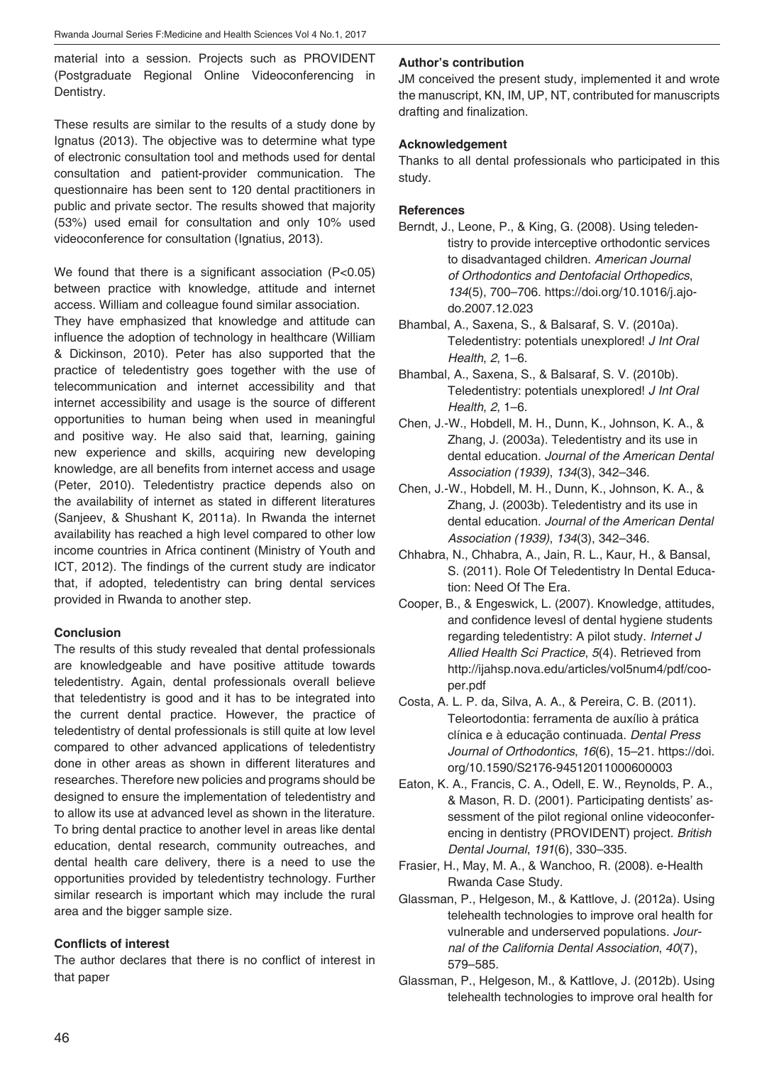material into a session. Projects such as PROVIDENT (Postgraduate Regional Online Videoconferencing in Dentistry.

These results are similar to the results of a study done by Ignatus (2013). The objective was to determine what type of electronic consultation tool and methods used for dental consultation and patient-provider communication. The questionnaire has been sent to 120 dental practitioners in public and private sector. The results showed that majority (53%) used email for consultation and only 10% used videoconference for consultation (Ignatius, 2013).

We found that there is a significant association ($P<0.05$) between practice with knowledge, attitude and internet access. William and colleague found similar association. They have emphasized that knowledge and attitude can influence the adoption of technology in healthcare (William & Dickinson, 2010). Peter has also supported that the practice of teledentistry goes together with the use of telecommunication and internet accessibility and that internet accessibility and usage is the source of different opportunities to human being when used in meaningful and positive way. He also said that, learning, gaining new experience and skills, acquiring new developing knowledge, are all benefits from internet access and usage (Peter, 2010). Teledentistry practice depends also on the availability of internet as stated in different literatures (Sanjeev, & Shushant K, 2011a). In Rwanda the internet availability has reached a high level compared to other low income countries in Africa continent (Ministry of Youth and ICT, 2012). The findings of the current study are indicator that, if adopted, teledentistry can bring dental services provided in Rwanda to another step.

### Conclusion

The results of this study revealed that dental professionals are knowledgeable and have positive attitude towards teledentistry. Again, dental professionals overall believe that teledentistry is good and it has to be integrated into the current dental practice. However, the practice of teledentistry of dental professionals is still quite at low level compared to other advanced applications of teledentistry done in other areas as shown in different literatures and researches. Therefore new policies and programs should be designed to ensure the implementation of teledentistry and to allow its use at advanced level as shown in the literature. To bring dental practice to another level in areas like dental education, dental research, community outreaches, and dental health care delivery, there is a need to use the opportunities provided by teledentistry technology. Further similar research is important which may include the rural area and the bigger sample size.

### Conflicts of interest

The author declares that there is no conflict of interest in that paper

### Author's contribution

JM conceived the present study, implemented it and wrote the manuscript, KN, IM, UP, NT, contributed for manuscripts drafting and finalization.

### Acknowledgement

Thanks to all dental professionals who participated in this study.

### References

Berndt, J., Leone, P., & King, G. (2008). Using teledentistry to provide interceptive orthodontic services to disadvantaged children. *American Journal of Orthodontics and Dentofacial Orthopedics*, *134*(5), 700–706. https://doi.org/10.1016/j.ajodo.2007.12.023

Bhambal, A., Saxena, S., & Balsaraf, S. V. (2010a). Teledentistry: potentials unexplored! *J Int Oral Health*, *2*, 1–6.

Bhambal, A., Saxena, S., & Balsaraf, S. V. (2010b). Teledentistry: potentials unexplored! *J Int Oral Health*, *2*, 1–6.

Chen, J.-W., Hobdell, M. H., Dunn, K., Johnson, K. A., & Zhang, J. (2003a). Teledentistry and its use in dental education. *Journal of the American Dental Association (1939)*, *134*(3), 342–346.

Chen, J.-W., Hobdell, M. H., Dunn, K., Johnson, K. A., & Zhang, J. (2003b). Teledentistry and its use in dental education. *Journal of the American Dental Association (1939)*, *134*(3), 342–346.

Chhabra, N., Chhabra, A., Jain, R. L., Kaur, H., & Bansal, S. (2011). Role Of Teledentistry In Dental Education: Need Of The Era.

Cooper, B., & Engeswick, L. (2007). Knowledge, attitudes, and confidence levesl of dental hygiene students regarding teledentistry: A pilot study. *Internet J Allied Health Sci Practice*, *5*(4). Retrieved from http://ijahsp.nova.edu/articles/vol5num4/pdf/cooper.pdf

Costa, A. L. P. da, Silva, A. A., & Pereira, C. B. (2011). Teleortodontia: ferramenta de auxílio à prática clínica e à educação continuada. *Dental Press Journal of Orthodontics*, *16*(6), 15–21. https://doi.org/10.1590/S2176-94512011000600003

Eaton, K. A., Francis, C. A., Odell, E. W., Reynolds, P. A., & Mason, R. D. (2001). Participating dentists' assessment of the pilot regional online videoconferencing in dentistry (PROVIDENT) project. *British Dental Journal*, *191*(6), 330–335.

Frasier, H., May, M. A., & Wanchoo, R. (2008). e-Health Rwanda Case Study.

Glassman, P., Helgeson, M., & Kattlove, J. (2012a). Using telehealth technologies to improve oral health for vulnerable and underserved populations. *Journal of the California Dental Association*, *40*(7), 579–585.

Glassman, P., Helgeson, M., & Kattlove, J. (2012b). Using telehealth technologies to improve oral health for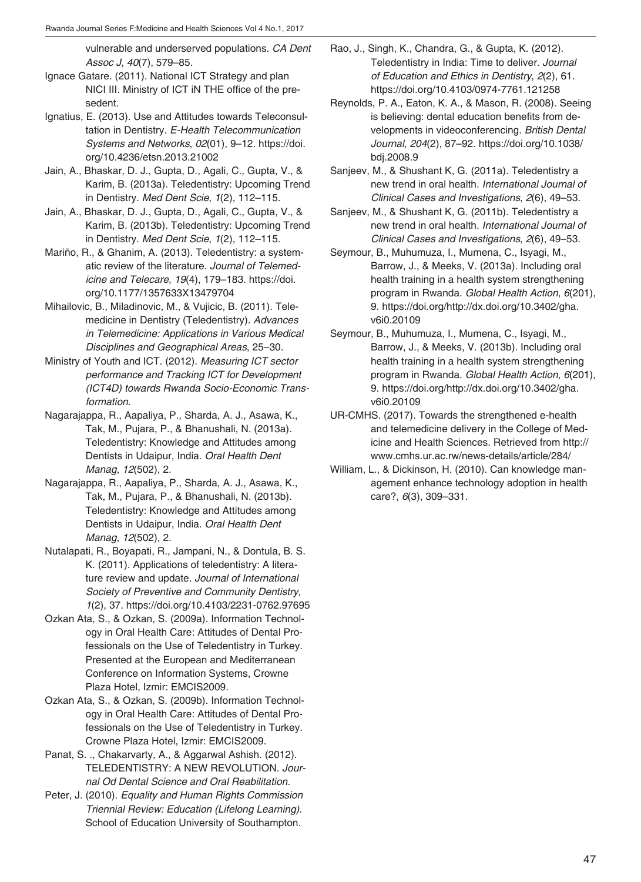vulnerable and underserved populations. *CA Dent Assoc J*, *40*(7), 579–85.

Ignace Gatare. (2011). National ICT Strategy and plan NICI III. Ministry of ICT iN THE office of the presedent.

Ignatius, E. (2013). Use and Attitudes towards Teleconsultation in Dentistry. *E-Health Telecommunication Systems and Networks*, *02*(01), 9–12. https://doi.org/10.4236/etsn.2013.21002

Jain, A., Bhaskar, D. J., Gupta, D., Agali, C., Gupta, V., & Karim, B. (2013a). Teledentistry: Upcoming Trend in Dentistry. *Med Dent Scie*, *1*(2), 112–115.

Jain, A., Bhaskar, D. J., Gupta, D., Agali, C., Gupta, V., & Karim, B. (2013b). Teledentistry: Upcoming Trend in Dentistry. *Med Dent Scie*, *1*(2), 112–115.

Mariño, R., & Ghanim, A. (2013). Teledentistry: a systematic review of the literature. *Journal of Telemedicine and Telecare*, *19*(4), 179–183. https://doi.org/10.1177/1357633X13479704

Mihailovic, B., Miladinovic, M., & Vujicic, B. (2011). Telemedicine in Dentistry (Teledentistry). *Advances in Telemedicine: Applications in Various Medical Disciplines and Geographical Areas*, 25–30.

Ministry of Youth and ICT. (2012). *Measuring ICT sector performance and Tracking ICT for Development (ICT4D) towards Rwanda Socio-Economic Transformation.*

Nagarajappa, R., Aapaliya, P., Sharda, A. J., Asawa, K., Tak, M., Pujara, P., & Bhanushali, N. (2013a). Teledentistry: Knowledge and Attitudes among Dentists in Udaipur, India. *Oral Health Dent Manag*, *12*(502), 2.

Nagarajappa, R., Aapaliya, P., Sharda, A. J., Asawa, K., Tak, M., Pujara, P., & Bhanushali, N. (2013b). Teledentistry: Knowledge and Attitudes among Dentists in Udaipur, India. *Oral Health Dent Manag*, *12*(502), 2.

Nutalapati, R., Boyapati, R., Jampani, N., & Dontula, B. S. K. (2011). Applications of teledentistry: A literature review and update. *Journal of International Society of Preventive and Community Dentistry*, *1*(2), 37. https://doi.org/10.4103/2231-0762.97695

Ozkan Ata, S., & Ozkan, S. (2009a). Information Technology in Oral Health Care: Attitudes of Dental Professionals on the Use of Teledentistry in Turkey. Presented at the European and Mediterranean Conference on Information Systems, Crowne Plaza Hotel, Izmir: EMCIS2009.

Ozkan Ata, S., & Ozkan, S. (2009b). Information Technology in Oral Health Care: Attitudes of Dental Professionals on the Use of Teledentistry in Turkey. Crowne Plaza Hotel, Izmir: EMCIS2009.

Panat, S. ., Chakarvarty, A., & Aggarwal Ashish. (2012). TELEDENTISTRY: A NEW REVOLUTION. *Journal Od Dental Science and Oral Reabilitation.*

Peter, J. (2010). *Equality and Human Rights Commission Triennial Review: Education (Lifelong Learning).* School of Education University of Southampton.

Rao, J., Singh, K., Chandra, G., & Gupta, K. (2012). Teledentistry in India: Time to deliver. *Journal of Education and Ethics in Dentistry*, *2*(2), 61. https://doi.org/10.4103/0974-7761.121258

Reynolds, P. A., Eaton, K. A., & Mason, R. (2008). Seeing is believing: dental education benefits from developments in videoconferencing. *British Dental Journal*, *204*(2), 87–92. https://doi.org/10.1038/bdj.2008.9

Sanjeev, M., & Shushant K, G. (2011a). Teledentistry a new trend in oral health. *International Journal of Clinical Cases and Investigations*, *2*(6), 49–53.

Sanjeev, M., & Shushant K, G. (2011b). Teledentistry a new trend in oral health. *International Journal of Clinical Cases and Investigations*, *2*(6), 49–53.

Seymour, B., Muhumuza, I., Mumena, C., Isyagi, M., Barrow, J., & Meeks, V. (2013a). Including oral health training in a health system strengthening program in Rwanda. *Global Health Action*, *6*(201), 9. https://doi.org/http://dx.doi.org/10.3402/gha.v6i0.20109

Seymour, B., Muhumuza, I., Mumena, C., Isyagi, M., Barrow, J., & Meeks, V. (2013b). Including oral health training in a health system strengthening program in Rwanda. *Global Health Action*, *6*(201), 9. https://doi.org/http://dx.doi.org/10.3402/gha.v6i0.20109

UR-CMHS. (2017). Towards the strengthened e-health and telemedicine delivery in the College of Medicine and Health Sciences. Retrieved from http://www.cmhs.ur.ac.rw/news-details/article/284/

William, L., & Dickinson, H. (2010). Can knowledge management enhance technology adoption in health care?, *6*(3), 309–331.